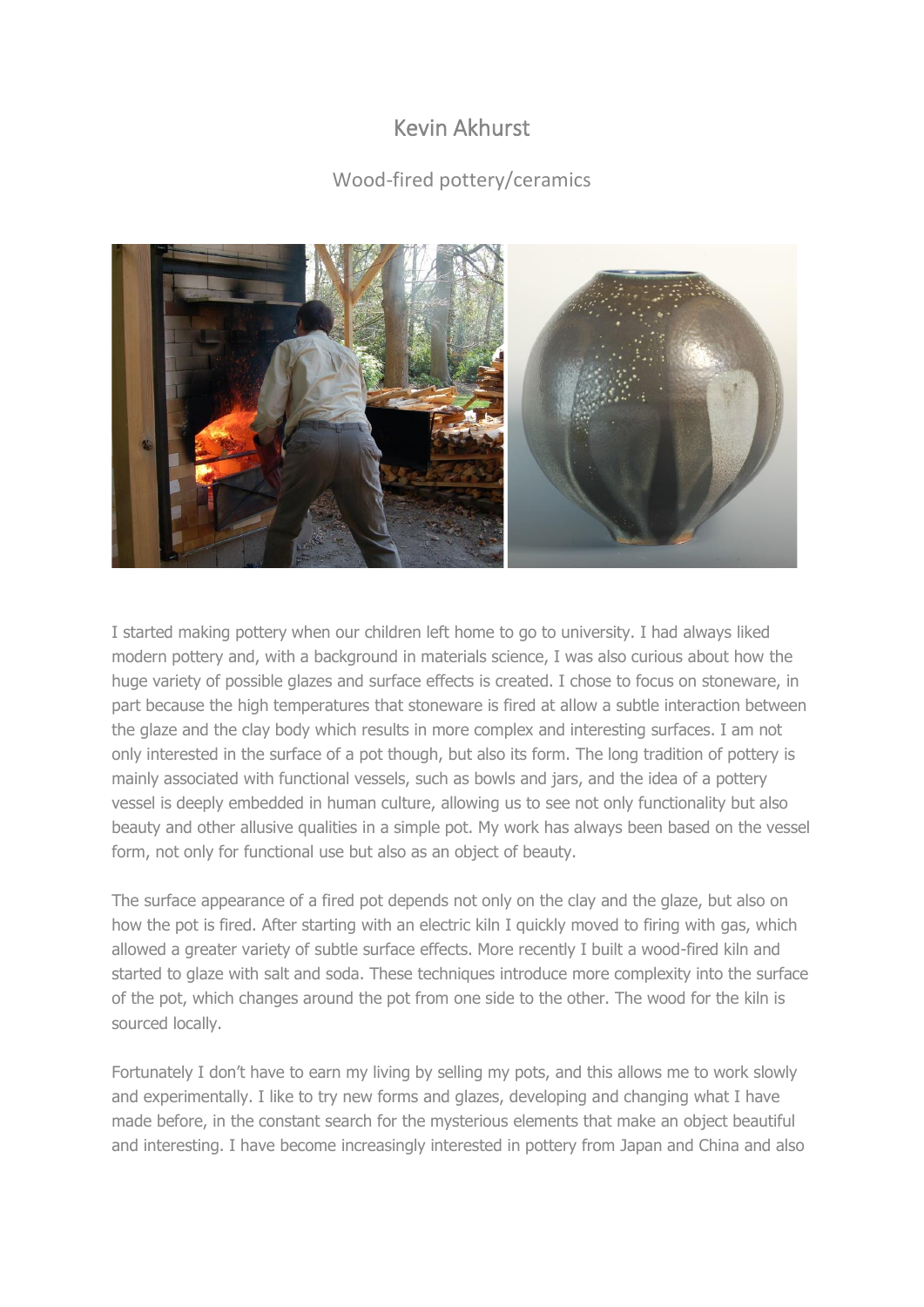# Kevin Akhurst

## Wood-fired pottery/ceramics

I started making pottery when our children left home to go to university. I had always liked modern pottery and, with a background in materials science, I was also curious about how the huge variety of possible glazes and surface effects is created. I chose to focus on stoneware, in part because the high temperatures that stoneware is fired at allow a subtle interaction between the glaze and the clay body which results in more complex and interesting surfaces. I am not only interested in the surface of a pot though, but also its form. The long tradition of pottery is mainly associated with functional vessels, such as bowls and jars, and the idea of a pottery vessel is deeply embedded in human culture, allowing us to see not only functionality but also beauty and other allusive qualities in a simple pot. My work has always been based on the vessel form, not only for functional use but also as an object of beauty.

The surface appearance of a fired pot depends not only on the clay and the glaze, but also on how the pot is fired. After starting with an electric kiln I quickly moved to firing with gas, which allowed a greater variety of subtle surface effects. More recently I built a wood-fired kiln and started to glaze with salt and soda. These techniques introduce more complexity into the surface of the pot, which changes around the pot from one side to the other. The wood for the kiln is sourced locally.

Fortunately I don't have to earn my living by selling my pots, and this allows me to work slowly and experimentally. I like to try new forms and glazes, developing and changing what I have made before, in the constant search for the mysterious elements that make an object beautiful and interesting. I have become increasingly interested in pottery from Japan and China and also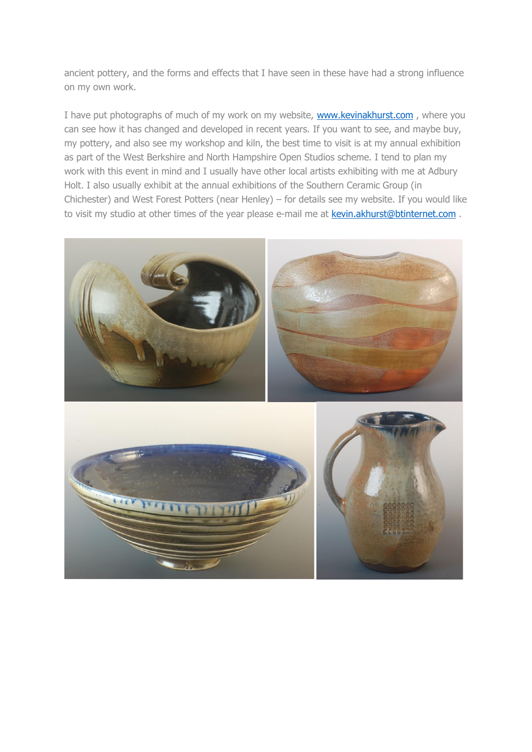ancient pottery, and the forms and effects that I have seen in these have had a strong influence on my own work.

I have put photographs of much of my work on my website, [www.kevinakhurst.com](http://www.kevinakhurst.com) , where you can see how it has changed and developed in recent years. If you want to see, and maybe buy, my pottery, and also see my workshop and kiln, the best time to visit is at my annual exhibition as part of the West Berkshire and North Hampshire Open Studios scheme. I tend to plan my work with this event in mind and I usually have other local artists exhibiting with me at Adbury Holt. I also usually exhibit at the annual exhibitions of the Southern Ceramic Group (in Chichester) and West Forest Potters (near Henley) – for details see my website. If you would like to visit my studio at other times of the year please e-mail me at [kevin.akhurst@btinternet.com](mailto:kevin.akhurst@btinternet.com) .